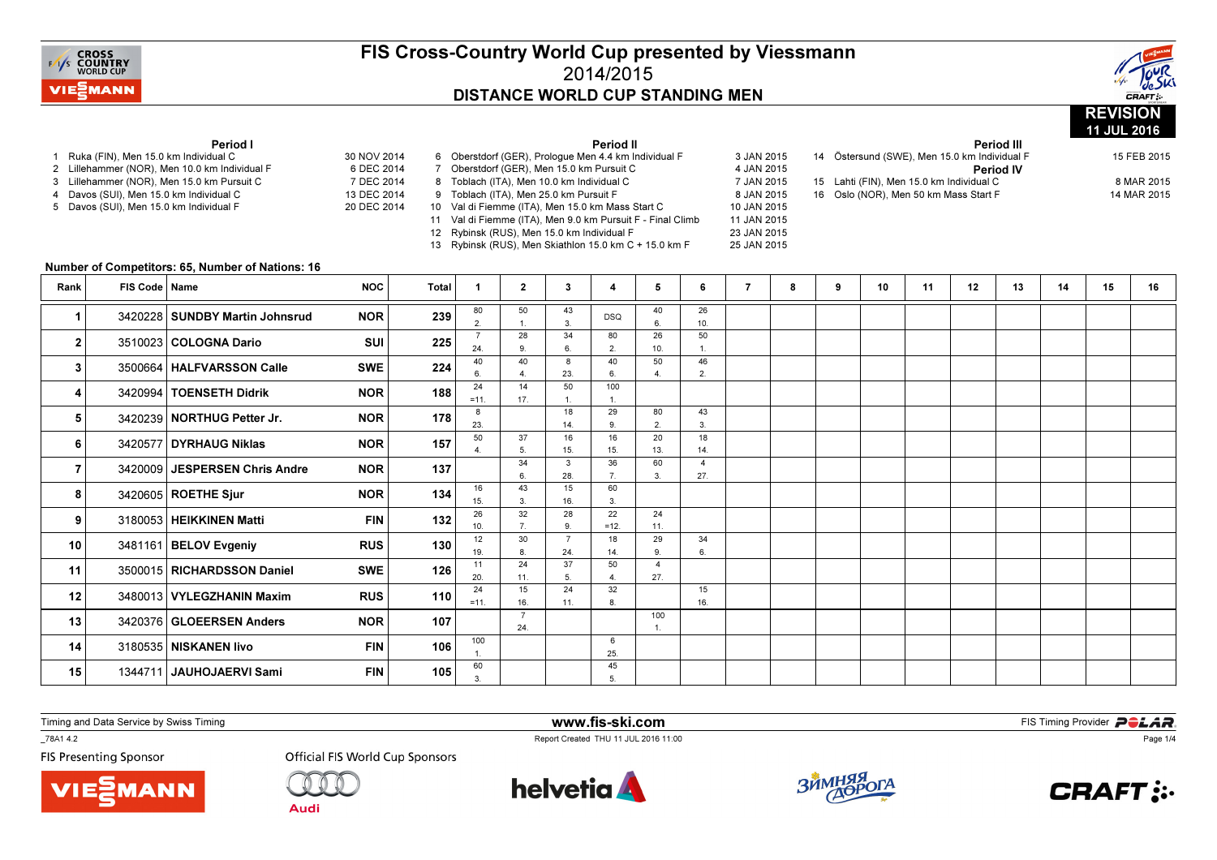# FIS Cross-Country World Cup presented by Viessmann

## 2014/2015

## DISTANCE WORLD CUP STANDING MEN

**REVISION 11 JUL 2016**

**Period I**

1 Ruka (FIN), Men 15.0 km Individual C — 30 NOV 2014
2 Lillehammer (NOR), Men 10.0 km Individual F — 6 DEC 2014
3 Lillehammer (NOR), Men 15.0 km Pursuit C — 7 DEC 2014
4 Davos (SUI), Men 15.0 km Individual C — 13 DEC 2014
5 Davos (SUI), Men 15.0 km Individual F — 20 DEC 2014

**Period II**

6 Oberstdorf (GER), Prologue Men 4.4 km Individual F — 3 JAN 2015
7 Oberstdorf (GER), Men 15.0 km Pursuit C — 4 JAN 2015
8 Toblach (ITA), Men 10.0 km Individual C — 7 JAN 2015
9 Toblach (ITA), Men 25.0 km Pursuit F — 8 JAN 2015
10 Val di Fiemme (ITA), Men 15.0 km Mass Start C — 10 JAN 2015
11 Val di Fiemme (ITA), Men 9.0 km Pursuit F - Final Climb — 11 JAN 2015
12 Rybinsk (RUS), Men 15.0 km Individual F — 23 JAN 2015
13 Rybinsk (RUS), Men Skiathlon 15.0 km C + 15.0 km F — 25 JAN 2015

**Period III**

14 Östersund (SWE), Men 15.0 km Individual F — 15 FEB 2015

**Period IV**

15 Lahti (FIN), Men 15.0 km Individual C — 8 MAR 2015
16 Oslo (NOR), Men 50 km Mass Start F — 14 MAR 2015

**Number of Competitors: 65, Number of Nations: 16**

| Rank | FIS Code | Name | NOC | Total | 1 | 2 | 3 | 4 | 5 | 6 | 7 | 8 | 9 | 10 | 11 | 12 | 13 | 14 | 15 | 16 |
|---|---|---|---|---|---|---|---|---|---|---|---|---|---|---|---|---|---|---|---|---|
| 1 | 3420228 | SUNDBY Martin Johnsrud | NOR | 239 | 80 2. | 50 1. | 43 3. | DSQ | 40 6. | 26 10. | | | | | | | | | | |
| 2 | 3510023 | COLOGNA Dario | SUI | 225 | 7 24. | 28 9. | 34 6. | 80 2. | 26 10. | 50 1. | | | | | | | | | | |
| 3 | 3500664 | HALFVARSSON Calle | SWE | 224 | 40 6. | 40 4. | 8 23. | 40 6. | 50 4. | 46 2. | | | | | | | | | | |
| 4 | 3420994 | TOENSETH Didrik | NOR | 188 | 24 =11. | 14 17. | 50 1. | 100 1. | | | | | | | | | | | | |
| 5 | 3420239 | NORTHUG Petter Jr. | NOR | 178 | 8 23. | | 18 14. | 29 9. | 80 2. | 43 3. | | | | | | | | | | |
| 6 | 3420577 | DYRHAUG Niklas | NOR | 157 | 50 4. | 37 5. | 16 15. | 16 15. | 20 13. | 18 14. | | | | | | | | | | |
| 7 | 3420009 | JESPERSEN Chris Andre | NOR | 137 | | 34 6. | 3 28. | 36 7. | 60 3. | 4 27. | | | | | | | | | | |
| 8 | 3420605 | ROETHE Sjur | NOR | 134 | 16 15. | 43 3. | 15 16. | 60 3. | | | | | | | | | | | | |
| 9 | 3180053 | HEIKKINEN Matti | FIN | 132 | 26 10. | 32 7. | 28 9. | 22 =12. | 24 11. | | | | | | | | | | | |
| 10 | 3481161 | BELOV Evgeniy | RUS | 130 | 12 19. | 30 8. | 7 24. | 18 14. | 29 9. | 34 6. | | | | | | | | | | |
| 11 | 3500015 | RICHARDSSON Daniel | SWE | 126 | 11 20. | 24 11. | 37 5. | 50 4. | 4 27. | | | | | | | | | | | |
| 12 | 3480013 | VYLEGZHANIN Maxim | RUS | 110 | 24 =11. | 15 16. | 24 11. | 32 8. | | 15 16. | | | | | | | | | | |
| 13 | 3420376 | GLOEERSEN Anders | NOR | 107 | | 7 24. | | | 100 1. | | | | | | | | | | | |
| 14 | 3180535 | NISKANEN Iivo | FIN | 106 | 100 1. | | | 6 25. | | | | | | | | | | | | |
| 15 | 1344711 | JAUHOJAERVI Sami | FIN | 105 | 60 3. | | | 45 5. | | | | | | | | | | | | |

Timing and Data Service by Swiss Timing

www.fis-ski.com

FIS Timing Provider POLAR

_78A1 4.2

Report Created THU 11 JUL 2016 11:00

FIS Presenting Sponsor

Official FIS World Cup Sponsors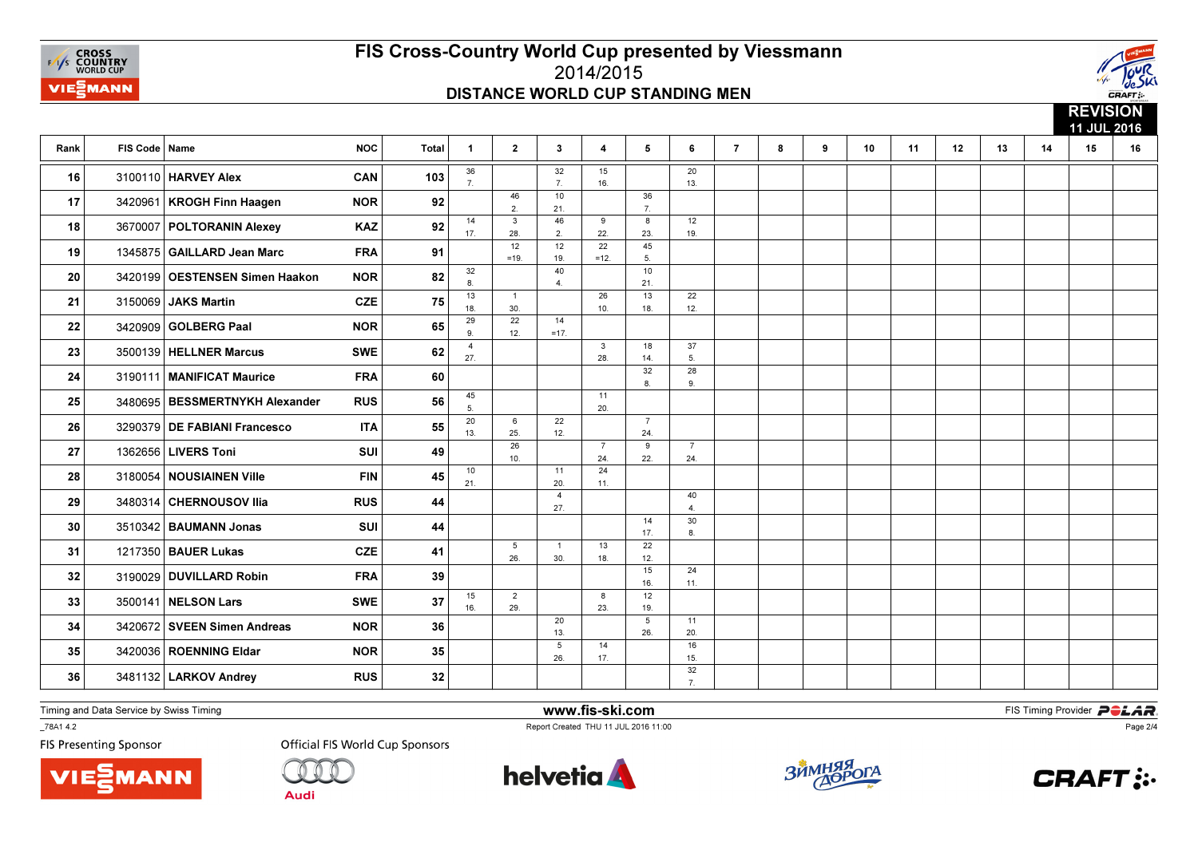# FIS Cross-Country World Cup presented by Viessmann

2014/2015

## DISTANCE WORLD CUP STANDING MEN

**REVISION 11 JUL 2016**

| Rank | FIS Code | Name | NOC | Total | 1 | 2 | 3 | 4 | 5 | 6 | 7 | 8 | 9 | 10 | 11 | 12 | 13 | 14 | 15 | 16 |
|---|---|---|---|---|---|---|---|---|---|---|---|---|---|---|---|---|---|---|---|---|
| 16 | 3100110 | HARVEY Alex | CAN | 103 | 36 7. | | 32 7. | 15 16. | | 20 13. | | | | | | | | | | |
| 17 | 3420961 | KROGH Finn Haagen | NOR | 92 | | 46 2. | 10 21. | | 36 7. | | | | | | | | | | | |
| 18 | 3670007 | POLTORANIN Alexey | KAZ | 92 | 14 17. | 3 28. | 46 2. | 9 22. | 8 23. | 12 19. | | | | | | | | | | |
| 19 | 1345875 | GAILLARD Jean Marc | FRA | 91 | | 12 =19. | 12 19. | 22 =12. | 45 5. | | | | | | | | | | | |
| 20 | 3420199 | OESTENSEN Simen Haakon | NOR | 82 | 32 8. | | 40 4. | | 10 21. | | | | | | | | | | | |
| 21 | 3150069 | JAKS Martin | CZE | 75 | 13 18. | 1 30. | | 26 10. | 13 18. | 22 12. | | | | | | | | | | |
| 22 | 3420909 | GOLBERG Paal | NOR | 65 | 29 9. | 22 12. | 14 =17. | | | | | | | | | | | | | |
| 23 | 3500139 | HELLNER Marcus | SWE | 62 | 4 27. | | | 3 28. | 18 14. | 37 5. | | | | | | | | | | |
| 24 | 3190111 | MANIFICAT Maurice | FRA | 60 | | | | | 32 8. | 28 9. | | | | | | | | | | |
| 25 | 3480695 | BESSMERTNYKH Alexander | RUS | 56 | 45 5. | | | 11 20. | | | | | | | | | | | | |
| 26 | 3290379 | DE FABIANI Francesco | ITA | 55 | 20 13. | 6 25. | 22 12. | | 7 24. | | | | | | | | | | | |
| 27 | 1362656 | LIVERS Toni | SUI | 49 | | 26 10. | | 7 24. | 9 22. | 7 24. | | | | | | | | | | |
| 28 | 3180054 | NOUSIAINEN Ville | FIN | 45 | 10 21. | | 11 20. | 24 11. | | | | | | | | | | | | |
| 29 | 3480314 | CHERNOUSOV Ilia | RUS | 44 | | | 4 27. | | | 40 4. | | | | | | | | | | |
| 30 | 3510342 | BAUMANN Jonas | SUI | 44 | | | | | 14 17. | 30 8. | | | | | | | | | | |
| 31 | 1217350 | BAUER Lukas | CZE | 41 | | 5 26. | 1 30. | 13 18. | 22 12. | | | | | | | | | | | |
| 32 | 3190029 | DUVILLARD Robin | FRA | 39 | | | | | 15 16. | 24 11. | | | | | | | | | | |
| 33 | 3500141 | NELSON Lars | SWE | 37 | 15 16. | 2 29. | | 8 23. | 12 19. | | | | | | | | | | | |
| 34 | 3420672 | SVEEN Simen Andreas | NOR | 36 | | | 20 13. | | 5 26. | 11 20. | | | | | | | | | | |
| 35 | 3420036 | ROENNING Eldar | NOR | 35 | | | 5 26. | 14 17. | | 16 15. | | | | | | | | | | |
| 36 | 3481132 | LARKOV Andrey | RUS | 32 | | | | | | 32 7. | | | | | | | | | | |

Timing and Data Service by Swiss Timing

www.fis-ski.com

FIS Timing Provider POLAR

_78A1 4.2

Report Created THU 11 JUL 2016 11:00

FIS Presenting Sponsor

Official FIS World Cup Sponsors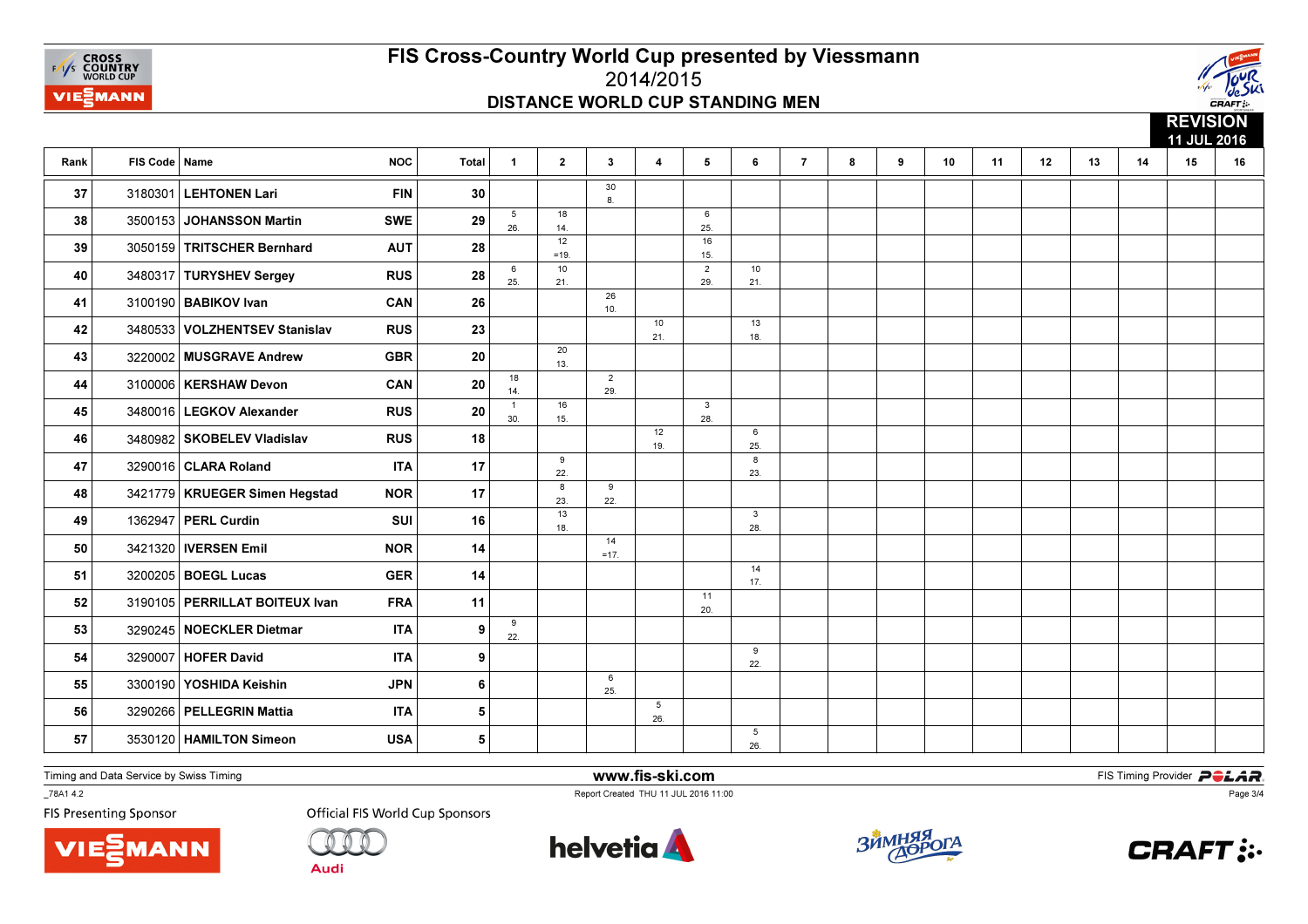# FIS Cross-Country World Cup presented by Viessmann

## 2014/2015

### DISTANCE WORLD CUP STANDING MEN

**REVISION**
**11 JUL 2016**

| Rank | FIS Code | Name | NOC | Total | 1 | 2 | 3 | 4 | 5 | 6 | 7 | 8 | 9 | 10 | 11 | 12 | 13 | 14 | 15 | 16 |
|---|---|---|---|---|---|---|---|---|---|---|---|---|---|---|---|---|---|---|---|---|
| 37 | 3180301 | LEHTONEN Lari | FIN | 30 | | | 30 8. | | | | | | | | | | | | | |
| 38 | 3500153 | JOHANSSON Martin | SWE | 29 | 5 26. | 18 14. | | | 6 25. | | | | | | | | | | | |
| 39 | 3050159 | TRITSCHER Bernhard | AUT | 28 | | 12 =19. | | | 16 15. | | | | | | | | | | | |
| 40 | 3480317 | TURYSHEV Sergey | RUS | 28 | 6 25. | 10 21. | | | 2 29. | 10 21. | | | | | | | | | | |
| 41 | 3100190 | BABIKOV Ivan | CAN | 26 | | | 26 10. | | | | | | | | | | | | | |
| 42 | 3480533 | VOLZHENTSEV Stanislav | RUS | 23 | | | | 10 21. | | 13 18. | | | | | | | | | | |
| 43 | 3220002 | MUSGRAVE Andrew | GBR | 20 | | 20 13. | | | | | | | | | | | | | | |
| 44 | 3100006 | KERSHAW Devon | CAN | 20 | 18 14. | | 2 29. | | | | | | | | | | | | | |
| 45 | 3480016 | LEGKOV Alexander | RUS | 20 | 1 30. | 16 15. | | | 3 28. | | | | | | | | | | | |
| 46 | 3480982 | SKOBELEV Vladislav | RUS | 18 | | | | 12 19. | | 6 25. | | | | | | | | | | |
| 47 | 3290016 | CLARA Roland | ITA | 17 | | 9 22. | | | | 8 23. | | | | | | | | | | |
| 48 | 3421779 | KRUEGER Simen Hegstad | NOR | 17 | | 8 23. | 9 22. | | | | | | | | | | | | | |
| 49 | 1362947 | PERL Curdin | SUI | 16 | | 13 18. | | | | 3 28. | | | | | | | | | | |
| 50 | 3421320 | IVERSEN Emil | NOR | 14 | | | 14 =17. | | | | | | | | | | | | | |
| 51 | 3200205 | BOEGL Lucas | GER | 14 | | | | | | 14 17. | | | | | | | | | | |
| 52 | 3190105 | PERRILLAT BOITEUX Ivan | FRA | 11 | | | | | 11 20. | | | | | | | | | | | |
| 53 | 3290245 | NOECKLER Dietmar | ITA | 9 | 9 22. | | | | | | | | | | | | | | | |
| 54 | 3290007 | HOFER David | ITA | 9 | | | | | | 9 22. | | | | | | | | | | |
| 55 | 3300190 | YOSHIDA Keishin | JPN | 6 | | | 6 25. | | | | | | | | | | | | | |
| 56 | 3290266 | PELLEGRIN Mattia | ITA | 5 | | | | 5 26. | | | | | | | | | | | | |
| 57 | 3530120 | HAMILTON Simeon | USA | 5 | | | | | | 5 26. | | | | | | | | | | |

Timing and Data Service by Swiss Timing

www.fis-ski.com

FIS Timing Provider POLAR

_78A1 4.2

Report Created THU 11 JUL 2016 11:00

FIS Presenting Sponsor

Official FIS World Cup Sponsors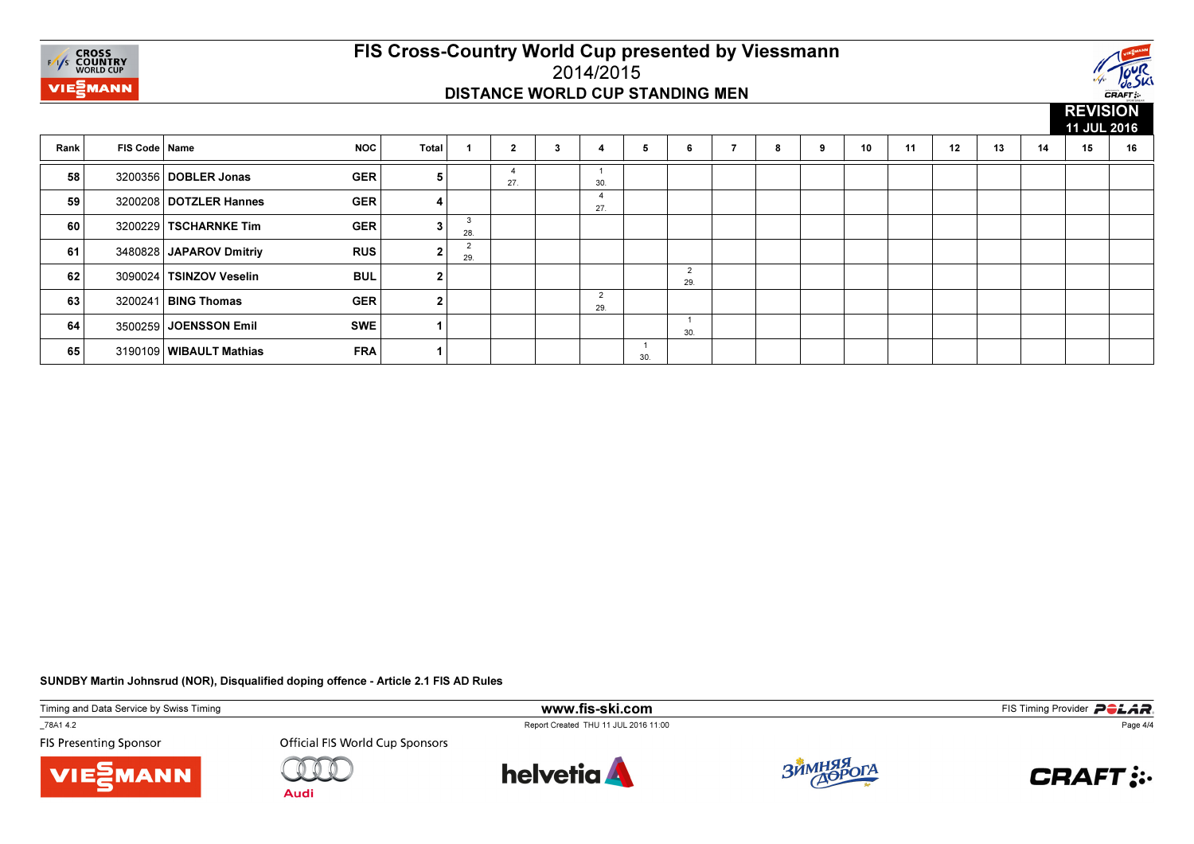# FIS Cross-Country World Cup presented by Viessmann

## 2014/2015

### DISTANCE WORLD CUP STANDING MEN

**REVISION**
**11 JUL 2016**

| Rank | FIS Code | Name | NOC | Total | 1 | 2 | 3 | 4 | 5 | 6 | 7 | 8 | 9 | 10 | 11 | 12 | 13 | 14 | 15 | 16 |
|---|---|---|---|---|---|---|---|---|---|---|---|---|---|---|---|---|---|---|---|---|
| 58 | 3200356 | DOBLER Jonas | GER | 5 | | 4 27. | | 1 30. | | | | | | | | | | | | |
| 59 | 3200208 | DOTZLER Hannes | GER | 4 | | | | 4 27. | | | | | | | | | | | | |
| 60 | 3200229 | TSCHARNKE Tim | GER | 3 | 3 28. | | | | | | | | | | | | | | | |
| 61 | 3480828 | JAPAROV Dmitriy | RUS | 2 | 2 29. | | | | | | | | | | | | | | | |
| 62 | 3090024 | TSINZOV Veselin | BUL | 2 | | | | | | 2 29. | | | | | | | | | | |
| 63 | 3200241 | BING Thomas | GER | 2 | | | | 2 29. | | | | | | | | | | | | |
| 64 | 3500259 | JOENSSON Emil | SWE | 1 | | | | | | 1 30. | | | | | | | | | | |
| 65 | 3190109 | WIBAULT Mathias | FRA | 1 | | | | | 1 30. | | | | | | | | | | | |

**SUNDBY Martin Johnsrud (NOR), Disqualified doping offence - Article 2.1 FIS AD Rules**

Timing and Data Service by Swiss Timing

www.fis-ski.com

FIS Timing Provider POLAR

_78A1 4.2

Report Created THU 11 JUL 2016 11:00

FIS Presenting Sponsor

Official FIS World Cup Sponsors